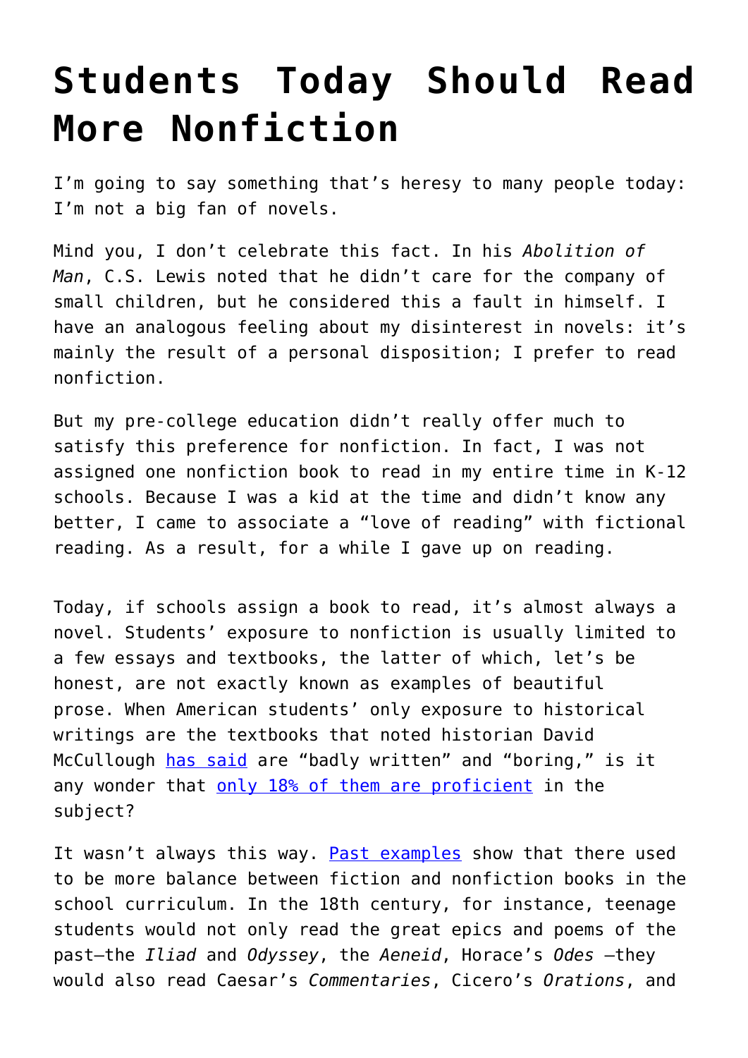# Students Today Should Read More Nonfiction

I'm going to say something that's heresy to many people today: I'm not a big fan of novels.

Mind you, I don't celebrate this fact. In his *Abolition of Man*, C.S. Lewis noted that he didn't care for the company of small children, but he considered this a fault in himself. I have an analogous feeling about my disinterest in novels: it's mainly the result of a personal disposition; I prefer to read nonfiction.

But my pre-college education didn't really offer much to satisfy this preference for nonfiction. In fact, I was not assigned one nonfiction book to read in my entire time in K-12 schools. Because I was a kid at the time and didn't know any better, I came to associate a "love of reading" with fictional reading. As a result, for a while I gave up on reading.

Today, if schools assign a book to read, it's almost always a novel. Students' exposure to nonfiction is usually limited to a few essays and textbooks, the latter of which, let's be honest, are not exactly known as examples of beautiful prose. When American students' only exposure to historical writings are the textbooks that noted historian David McCullough has said are "badly written" and "boring," is it any wonder that only 18% of them are proficient in the subject?

It wasn't always this way. Past examples show that there used to be more balance between fiction and nonfiction books in the school curriculum. In the 18th century, for instance, teenage students would not only read the great epics and poems of the past—the *Iliad* and *Odyssey*, the *Aeneid*, Horace's *Odes* —they would also read Caesar's *Commentaries*, Cicero's *Orations*, and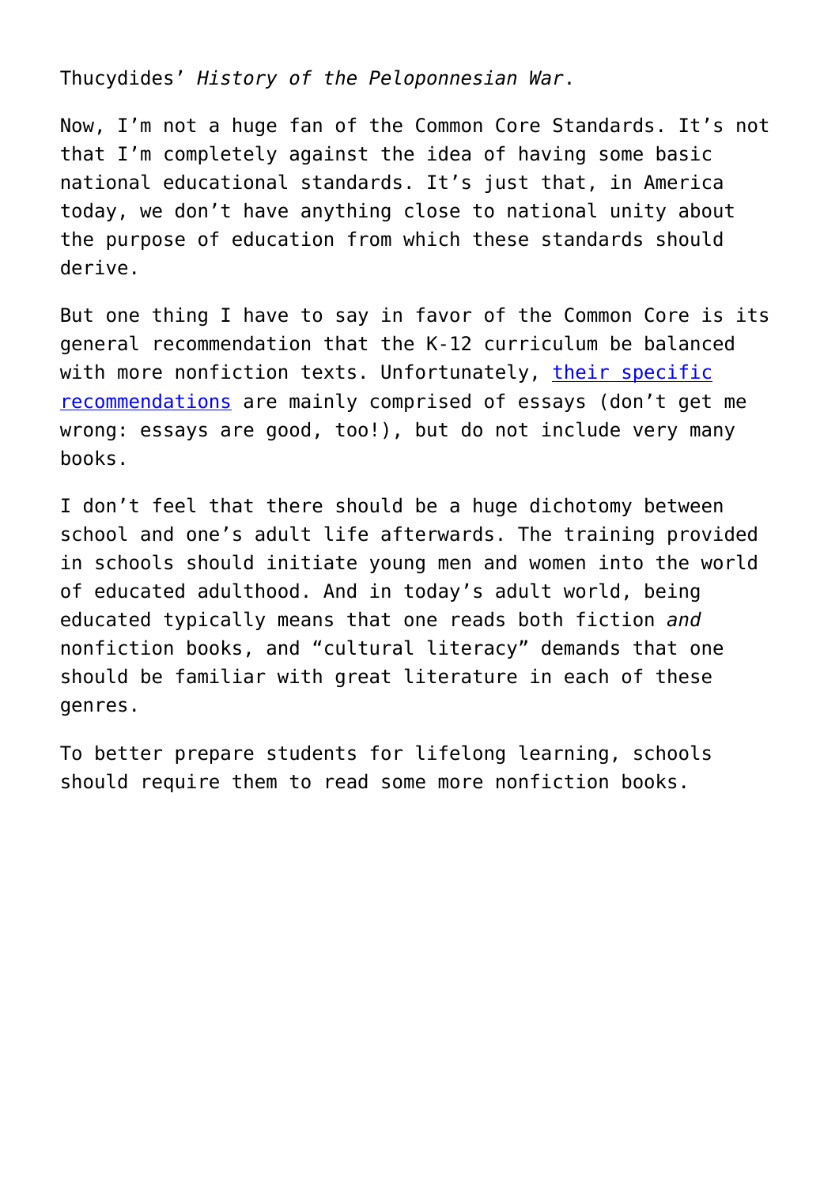Thucydides' *History of the Peloponnesian War*.

Now, I'm not a huge fan of the Common Core Standards. It's not that I'm completely against the idea of having some basic national educational standards. It's just that, in America today, we don't have anything close to national unity about the purpose of education from which these standards should derive.

But one thing I have to say in favor of the Common Core is its general recommendation that the K-12 curriculum be balanced with more nonfiction texts. Unfortunately, their specific recommendations are mainly comprised of essays (don't get me wrong: essays are good, too!), but do not include very many books.

I don't feel that there should be a huge dichotomy between school and one's adult life afterwards. The training provided in schools should initiate young men and women into the world of educated adulthood. And in today's adult world, being educated typically means that one reads both fiction *and* nonfiction books, and "cultural literacy" demands that one should be familiar with great literature in each of these genres.

To better prepare students for lifelong learning, schools should require them to read some more nonfiction books.